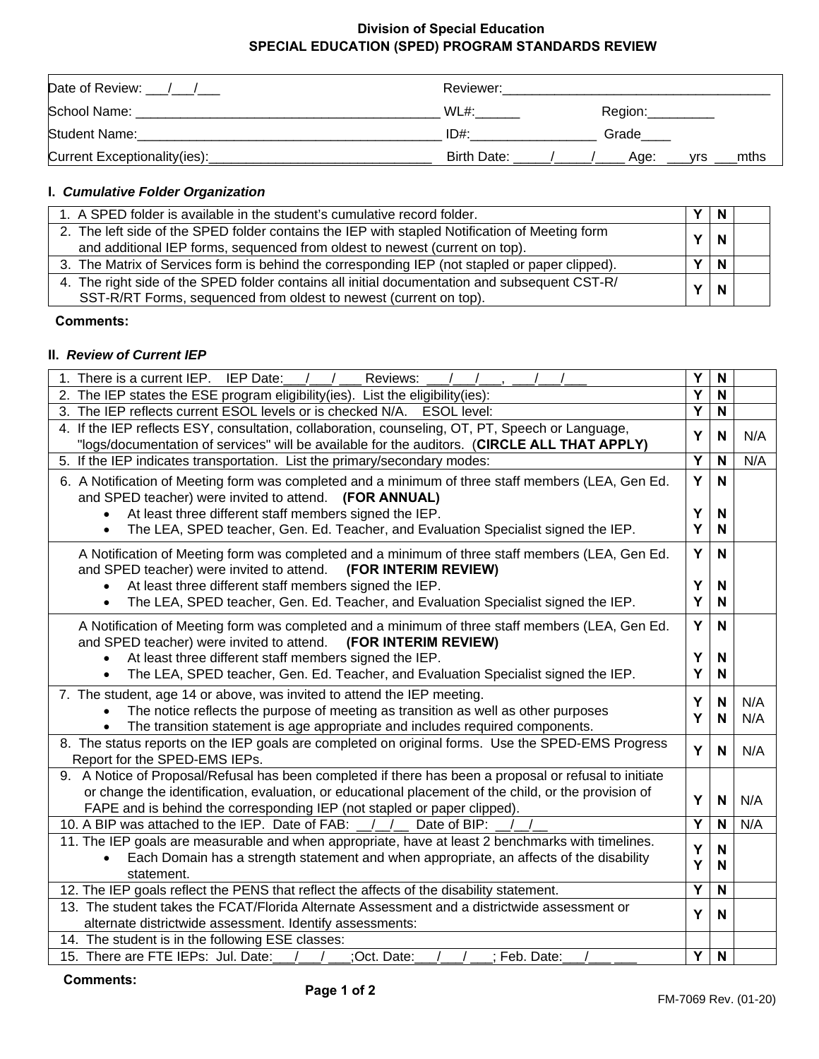**Division of Special Education**
**SPECIAL EDUCATION (SPED) PROGRAM STANDARDS REVIEW**

| | |
|---|---|
| Date of Review: \_\_\_/\_\_\_/\_\_\_ | Reviewer:\_\_\_\_\_\_\_\_\_\_\_\_\_\_\_\_\_\_\_\_\_\_\_\_\_\_\_\_\_\_\_\_\_\_\_\_\_ |
| School Name: \_\_\_\_\_\_\_\_\_\_\_\_\_\_\_\_\_\_\_\_\_\_\_\_\_\_\_\_\_\_\_\_\_\_\_\_\_\_\_\_\_\_ | WL#:\_\_\_\_\_\_ Region:\_\_\_\_\_\_\_\_\_ |
| Student Name:\_\_\_\_\_\_\_\_\_\_\_\_\_\_\_\_\_\_\_\_\_\_\_\_\_\_\_\_\_\_\_\_\_\_\_\_\_\_\_\_\_\_ | ID#:\_\_\_\_\_\_\_\_\_\_\_\_\_\_\_\_\_ Grade\_\_\_\_ |
| Current Exceptionality(ies):\_\_\_\_\_\_\_\_\_\_\_\_\_\_\_\_\_\_\_\_\_\_\_\_\_\_\_\_\_\_ | Birth Date: \_\_\_\_\_/\_\_\_\_\_/\_\_\_\_ Age: \_\_\_yrs \_\_\_mths |

## I. *Cumulative Folder Organization*

| | | | |
|---|---|---|---|
| 1. A SPED folder is available in the student's cumulative record folder. | Y | N | |
| 2. The left side of the SPED folder contains the IEP with stapled Notification of Meeting form and additional IEP forms, sequenced from oldest to newest (current on top). | Y | N | |
| 3. The Matrix of Services form is behind the corresponding IEP (not stapled or paper clipped). | Y | N | |
| 4. The right side of the SPED folder contains all initial documentation and subsequent CST-R/SST-R/RT Forms, sequenced from oldest to newest (current on top). | Y | N | |

**Comments:**

## II. *Review of Current IEP*

| | | | |
|---|---|---|---|
| 1. There is a current IEP. IEP Date:\_\_\_/\_\_\_/\_\_\_ Reviews: \_\_\_/\_\_\_/\_\_\_, \_\_\_/\_\_\_/\_\_\_ | Y | N | |
| 2. The IEP states the ESE program eligibility(ies). List the eligibility(ies): | Y | N | |
| 3. The IEP reflects current ESOL levels or is checked N/A. ESOL level: | Y | N | |
| 4. If the IEP reflects ESY, consultation, collaboration, counseling, OT, PT, Speech or Language, "logs/documentation of services" will be available for the auditors. (**CIRCLE ALL THAT APPLY)** | Y | N | N/A |
| 5. If the IEP indicates transportation. List the primary/secondary modes: | Y | N | N/A |
| 6. A Notification of Meeting form was completed and a minimum of three staff members (LEA, Gen Ed. and SPED teacher) were invited to attend. **(FOR ANNUAL)** | Y | N | |
| • At least three different staff members signed the IEP. | Y | N | |
| • The LEA, SPED teacher, Gen. Ed. Teacher, and Evaluation Specialist signed the IEP. | Y | N | |
| A Notification of Meeting form was completed and a minimum of three staff members (LEA, Gen Ed. and SPED teacher) were invited to attend. **(FOR INTERIM REVIEW)** | Y | N | |
| • At least three different staff members signed the IEP. | Y | N | |
| • The LEA, SPED teacher, Gen. Ed. Teacher, and Evaluation Specialist signed the IEP. | Y | N | |
| A Notification of Meeting form was completed and a minimum of three staff members (LEA, Gen Ed. and SPED teacher) were invited to attend. **(FOR INTERIM REVIEW)** | Y | N | |
| • At least three different staff members signed the IEP. | Y | N | |
| • The LEA, SPED teacher, Gen. Ed. Teacher, and Evaluation Specialist signed the IEP. | Y | N | |
| 7. The student, age 14 or above, was invited to attend the IEP meeting. | | | |
| • The notice reflects the purpose of meeting as transition as well as other purposes | Y | N | N/A |
| • The transition statement is age appropriate and includes required components. | Y | N | N/A |
| 8. The status reports on the IEP goals are completed on original forms. Use the SPED-EMS Progress Report for the SPED-EMS IEPs. | Y | N | N/A |
| 9. A Notice of Proposal/Refusal has been completed if there has been a proposal or refusal to initiate or change the identification, evaluation, or educational placement of the child, or the provision of FAPE and is behind the corresponding IEP (not stapled or paper clipped). | Y | N | N/A |
| 10. A BIP was attached to the IEP. Date of FAB: \_\_/\_\_/\_\_ Date of BIP: \_\_/\_\_/\_\_ | Y | N | N/A |
| 11. The IEP goals are measurable and when appropriate, have at least 2 benchmarks with timelines. | Y | N | |
| • Each Domain has a strength statement and when appropriate, an affects of the disability statement. | Y | N | |
| 12. The IEP goals reflect the PENS that reflect the affects of the disability statement. | Y | N | |
| 13. The student takes the FCAT/Florida Alternate Assessment and a districtwide assessment or alternate districtwide assessment. Identify assessments: | Y | N | |
| 14. The student is in the following ESE classes: | | | |
| 15. There are FTE IEPs: Jul. Date:\_\_\_/\_\_\_/\_\_\_;Oct. Date:\_\_\_/\_\_\_/\_\_\_; Feb. Date:\_\_\_/\_\_\_ \_\_\_ | Y | N | |

**Comments:**

FM-7069 Rev. (01-20)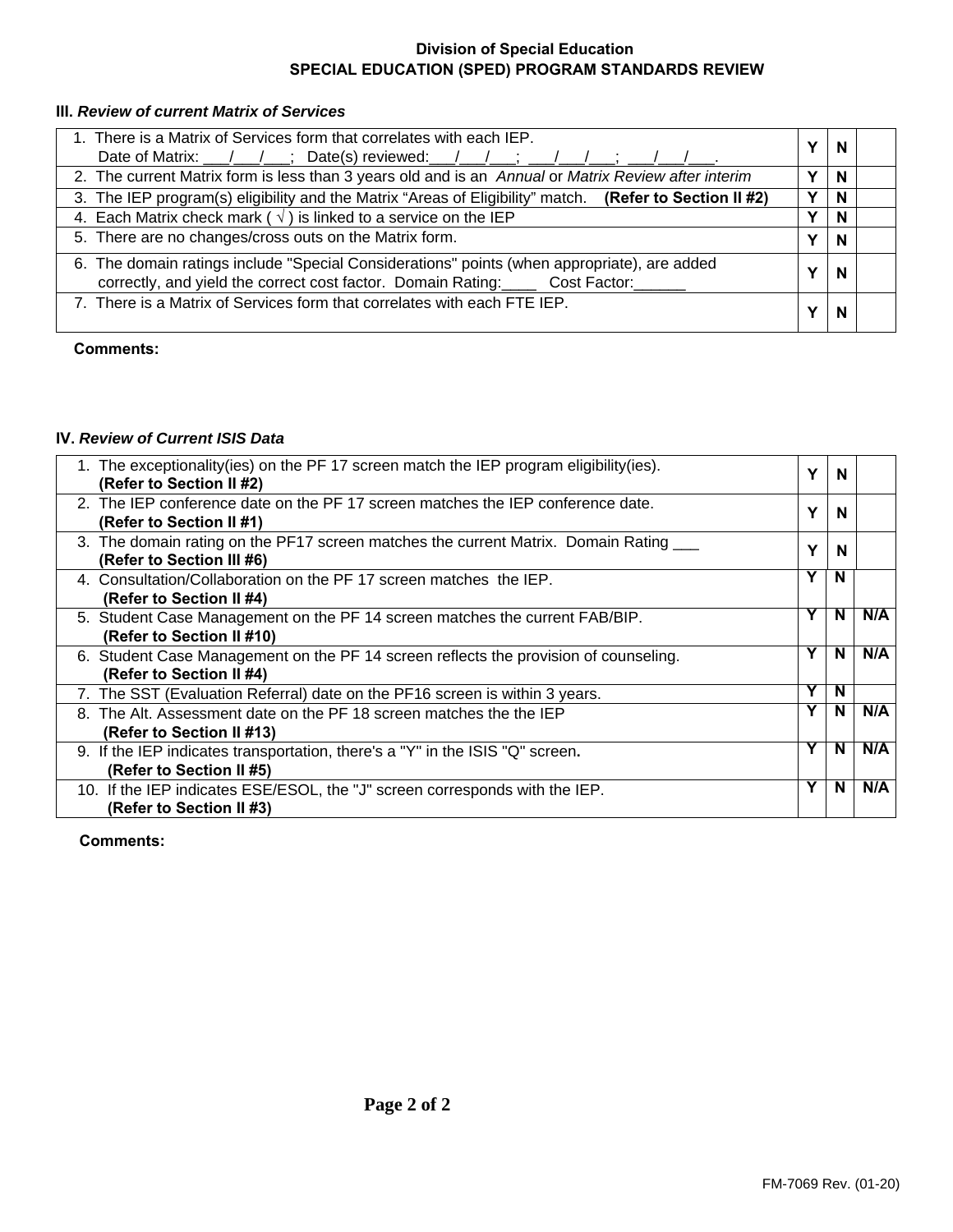Division of Special Education
**SPECIAL EDUCATION (SPED) PROGRAM STANDARDS REVIEW**

**III.** ***Review of current Matrix of Services***

| | | | |
|---|---|---|---|
| 1. There is a Matrix of Services form that correlates with each IEP. Date of Matrix: ___/___/___; Date(s) reviewed:___/___/___; ___/___/___; ___/___/___. | Y | N | |
| 2. The current Matrix form is less than 3 years old and is an *Annual* or *Matrix Review after interim* | Y | N | |
| 3. The IEP program(s) eligibility and the Matrix "Areas of Eligibility" match. **(Refer to Section II #2)** | Y | N | |
| 4. Each Matrix check mark ( √ ) is linked to a service on the IEP | Y | N | |
| 5. There are no changes/cross outs on the Matrix form. | Y | N | |
| 6. The domain ratings include "Special Considerations" points (when appropriate), are added correctly, and yield the correct cost factor. Domain Rating:____ Cost Factor:______ | Y | N | |
| 7. There is a Matrix of Services form that correlates with each FTE IEP. | Y | N | |

**Comments:**

**IV.** ***Review of Current ISIS Data***

| | | | |
|---|---|---|---|
| 1. The exceptionality(ies) on the PF 17 screen match the IEP program eligibility(ies). **(Refer to Section II #2)** | Y | N | |
| 2. The IEP conference date on the PF 17 screen matches the IEP conference date. **(Refer to Section II #1)** | Y | N | |
| 3. The domain rating on the PF17 screen matches the current Matrix. Domain Rating ___ **(Refer to Section III #6)** | Y | N | |
| 4. Consultation/Collaboration on the PF 17 screen matches the IEP. **(Refer to Section II #4)** | Y | N | |
| 5. Student Case Management on the PF 14 screen matches the current FAB/BIP. **(Refer to Section II #10)** | Y | N | N/A |
| 6. Student Case Management on the PF 14 screen reflects the provision of counseling. **(Refer to Section II #4)** | Y | N | N/A |
| 7. The SST (Evaluation Referral) date on the PF16 screen is within 3 years. | Y | N | |
| 8. The Alt. Assessment date on the PF 18 screen matches the the IEP **(Refer to Section II #13)** | Y | N | N/A |
| 9. If the IEP indicates transportation, there's a "Y" in the ISIS "Q" screen. **(Refer to Section II #5)** | Y | N | N/A |
| 10. If the IEP indicates ESE/ESOL, the "J" screen corresponds with the IEP. **(Refer to Section II #3)** | Y | N | N/A |

**Comments:**

FM-7069 Rev. (01-20)